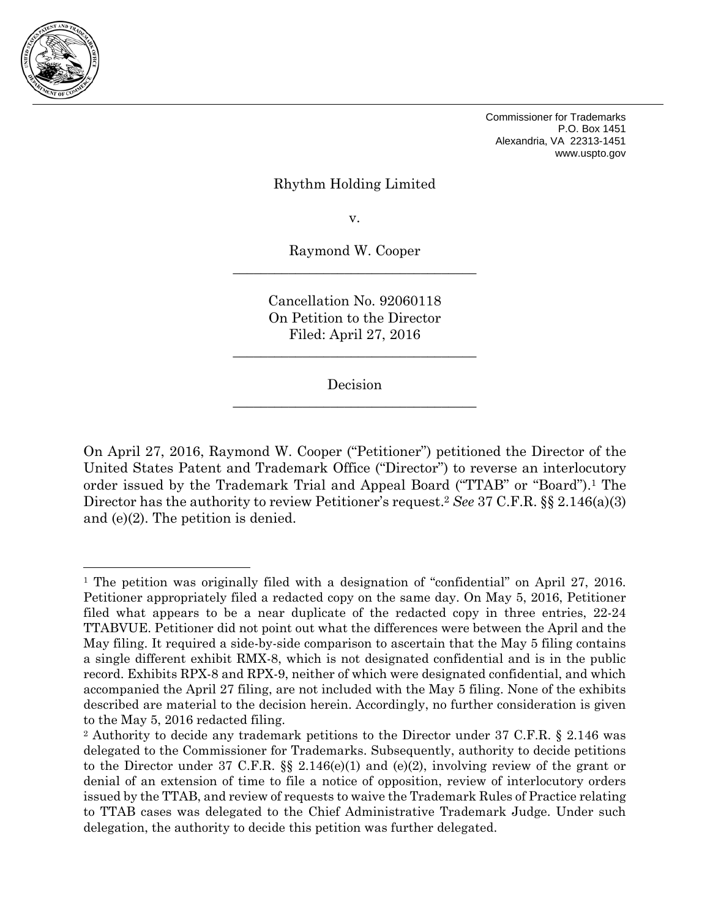Commissioner for Trademarks
P.O. Box 1451
Alexandria, VA 22313-1451
www.uspto.gov

Rhythm Holding Limited

v.

Raymond W. Cooper

---

Cancellation No. 92060118
On Petition to the Director
Filed: April 27, 2016

---

Decision

---

On April 27, 2016, Raymond W. Cooper ("Petitioner") petitioned the Director of the United States Patent and Trademark Office ("Director") to reverse an interlocutory order issued by the Trademark Trial and Appeal Board ("TTAB" or "Board").[1] The Director has the authority to review Petitioner's request.[2] *See* 37 C.F.R. §§ 2.146(a)(3) and (e)(2). The petition is denied.

---

[1] The petition was originally filed with a designation of "confidential" on April 27, 2016. Petitioner appropriately filed a redacted copy on the same day. On May 5, 2016, Petitioner filed what appears to be a near duplicate of the redacted copy in three entries, 22-24 TTABVUE. Petitioner did not point out what the differences were between the April and the May filing. It required a side-by-side comparison to ascertain that the May 5 filing contains a single different exhibit RMX-8, which is not designated confidential and is in the public record. Exhibits RPX-8 and RPX-9, neither of which were designated confidential, and which accompanied the April 27 filing, are not included with the May 5 filing. None of the exhibits described are material to the decision herein. Accordingly, no further consideration is given to the May 5, 2016 redacted filing.

[2] Authority to decide any trademark petitions to the Director under 37 C.F.R. § 2.146 was delegated to the Commissioner for Trademarks. Subsequently, authority to decide petitions to the Director under 37 C.F.R. §§ 2.146(e)(1) and (e)(2), involving review of the grant or denial of an extension of time to file a notice of opposition, review of interlocutory orders issued by the TTAB, and review of requests to waive the Trademark Rules of Practice relating to TTAB cases was delegated to the Chief Administrative Trademark Judge. Under such delegation, the authority to decide this petition was further delegated.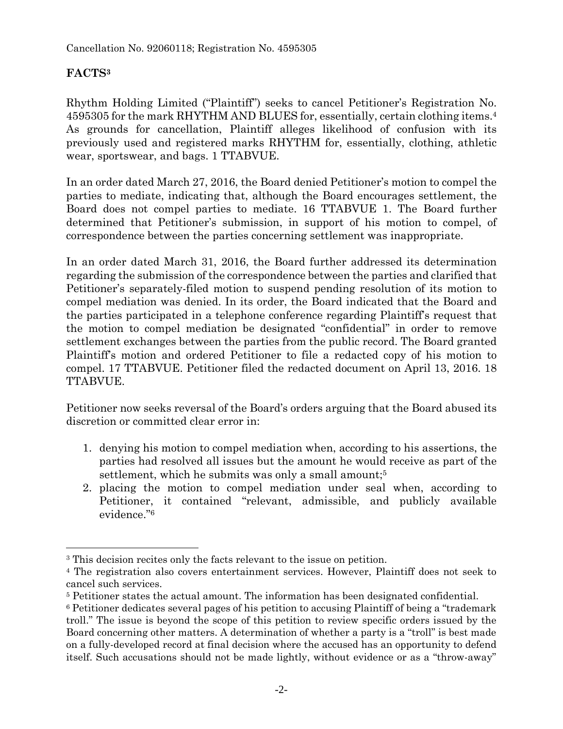Cancellation No. 92060118; Registration No. 4595305

## FACTS[3]

Rhythm Holding Limited ("Plaintiff") seeks to cancel Petitioner's Registration No. 4595305 for the mark RHYTHM AND BLUES for, essentially, certain clothing items.[4] As grounds for cancellation, Plaintiff alleges likelihood of confusion with its previously used and registered marks RHYTHM for, essentially, clothing, athletic wear, sportswear, and bags. 1 TTABVUE.

In an order dated March 27, 2016, the Board denied Petitioner's motion to compel the parties to mediate, indicating that, although the Board encourages settlement, the Board does not compel parties to mediate. 16 TTABVUE 1. The Board further determined that Petitioner's submission, in support of his motion to compel, of correspondence between the parties concerning settlement was inappropriate.

In an order dated March 31, 2016, the Board further addressed its determination regarding the submission of the correspondence between the parties and clarified that Petitioner's separately-filed motion to suspend pending resolution of its motion to compel mediation was denied. In its order, the Board indicated that the Board and the parties participated in a telephone conference regarding Plaintiff's request that the motion to compel mediation be designated "confidential" in order to remove settlement exchanges between the parties from the public record. The Board granted Plaintiff's motion and ordered Petitioner to file a redacted copy of his motion to compel. 17 TTABVUE. Petitioner filed the redacted document on April 13, 2016. 18 TTABVUE.

Petitioner now seeks reversal of the Board's orders arguing that the Board abused its discretion or committed clear error in:

1. denying his motion to compel mediation when, according to his assertions, the parties had resolved all issues but the amount he would receive as part of the settlement, which he submits was only a small amount;[5]
2. placing the motion to compel mediation under seal when, according to Petitioner, it contained "relevant, admissible, and publicly available evidence."[6]

---

[3] This decision recites only the facts relevant to the issue on petition.

[4] The registration also covers entertainment services. However, Plaintiff does not seek to cancel such services.

[5] Petitioner states the actual amount. The information has been designated confidential.

[6] Petitioner dedicates several pages of his petition to accusing Plaintiff of being a "trademark troll." The issue is beyond the scope of this petition to review specific orders issued by the Board concerning other matters. A determination of whether a party is a "troll" is best made on a fully-developed record at final decision where the accused has an opportunity to defend itself. Such accusations should not be made lightly, without evidence or as a "throw-away"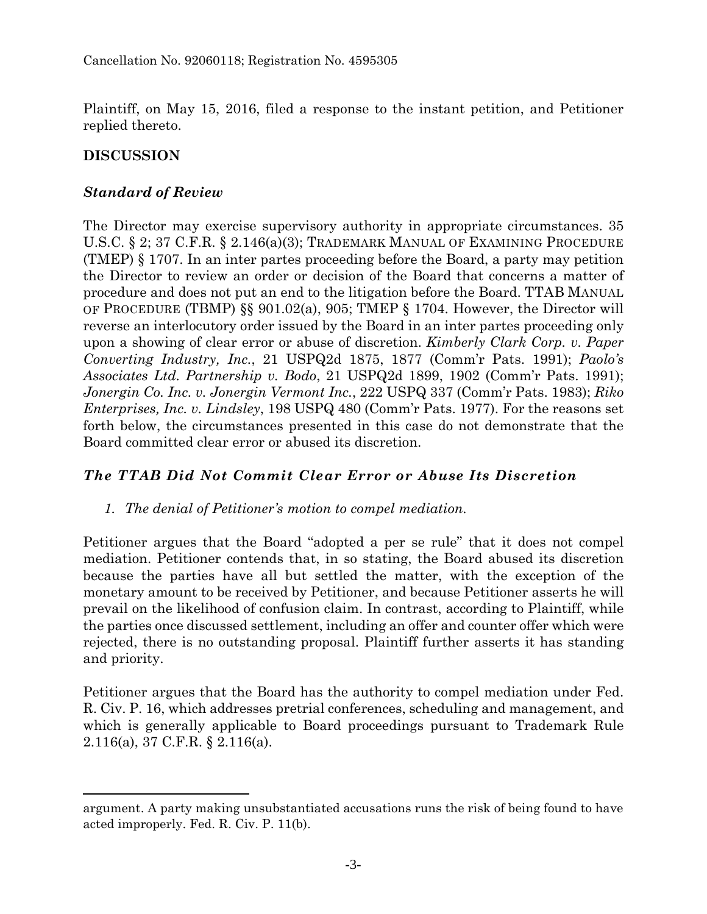Cancellation No. 92060118; Registration No. 4595305

Plaintiff, on May 15, 2016, filed a response to the instant petition, and Petitioner replied thereto.

## DISCUSSION

### *Standard of Review*

The Director may exercise supervisory authority in appropriate circumstances. 35 U.S.C. § 2; 37 C.F.R. § 2.146(a)(3); TRADEMARK MANUAL OF EXAMINING PROCEDURE (TMEP) § 1707. In an inter partes proceeding before the Board, a party may petition the Director to review an order or decision of the Board that concerns a matter of procedure and does not put an end to the litigation before the Board. TTAB MANUAL OF PROCEDURE (TBMP) §§ 901.02(a), 905; TMEP § 1704. However, the Director will reverse an interlocutory order issued by the Board in an inter partes proceeding only upon a showing of clear error or abuse of discretion. *Kimberly Clark Corp. v. Paper Converting Industry, Inc.*, 21 USPQ2d 1875, 1877 (Comm'r Pats. 1991); *Paolo's Associates Ltd. Partnership v. Bodo*, 21 USPQ2d 1899, 1902 (Comm'r Pats. 1991); *Jonergin Co. Inc. v. Jonergin Vermont Inc.*, 222 USPQ 337 (Comm'r Pats. 1983); *Riko Enterprises, Inc. v. Lindsley*, 198 USPQ 480 (Comm'r Pats. 1977). For the reasons set forth below, the circumstances presented in this case do not demonstrate that the Board committed clear error or abused its discretion.

### *The TTAB Did Not Commit Clear Error or Abuse Its Discretion*

*1. The denial of Petitioner's motion to compel mediation.*

Petitioner argues that the Board "adopted a per se rule" that it does not compel mediation. Petitioner contends that, in so stating, the Board abused its discretion because the parties have all but settled the matter, with the exception of the monetary amount to be received by Petitioner, and because Petitioner asserts he will prevail on the likelihood of confusion claim. In contrast, according to Plaintiff, while the parties once discussed settlement, including an offer and counter offer which were rejected, there is no outstanding proposal. Plaintiff further asserts it has standing and priority.

Petitioner argues that the Board has the authority to compel mediation under Fed. R. Civ. P. 16, which addresses pretrial conferences, scheduling and management, and which is generally applicable to Board proceedings pursuant to Trademark Rule 2.116(a), 37 C.F.R. § 2.116(a).

---

argument. A party making unsubstantiated accusations runs the risk of being found to have acted improperly. Fed. R. Civ. P. 11(b).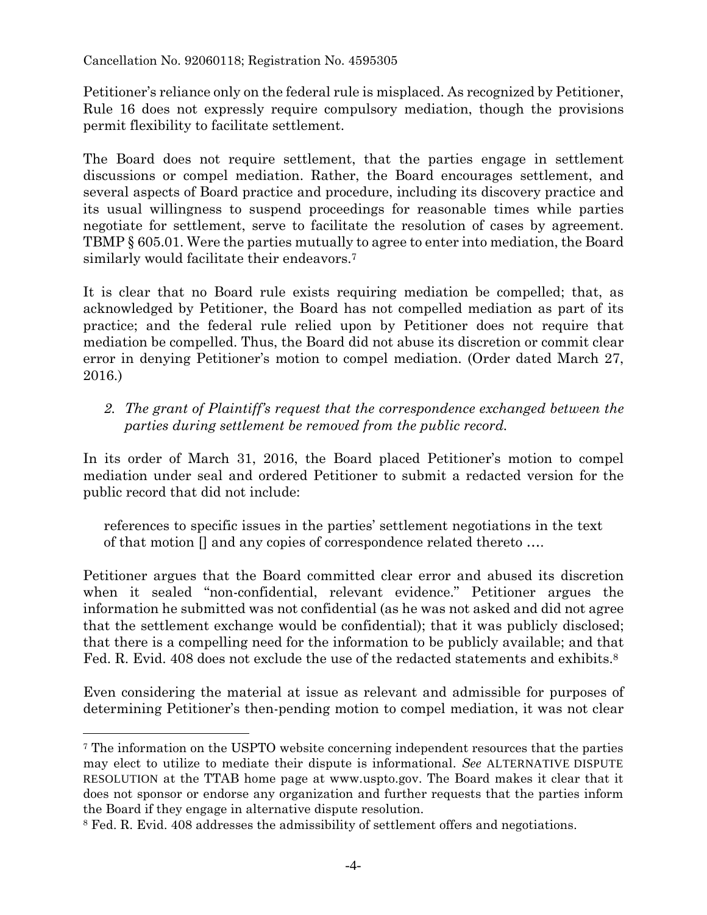Petitioner's reliance only on the federal rule is misplaced. As recognized by Petitioner, Rule 16 does not expressly require compulsory mediation, though the provisions permit flexibility to facilitate settlement.

The Board does not require settlement, that the parties engage in settlement discussions or compel mediation. Rather, the Board encourages settlement, and several aspects of Board practice and procedure, including its discovery practice and its usual willingness to suspend proceedings for reasonable times while parties negotiate for settlement, serve to facilitate the resolution of cases by agreement. TBMP § 605.01. Were the parties mutually to agree to enter into mediation, the Board similarly would facilitate their endeavors.[7]

It is clear that no Board rule exists requiring mediation be compelled; that, as acknowledged by Petitioner, the Board has not compelled mediation as part of its practice; and the federal rule relied upon by Petitioner does not require that mediation be compelled. Thus, the Board did not abuse its discretion or commit clear error in denying Petitioner's motion to compel mediation. (Order dated March 27, 2016.)

2. *The grant of Plaintiff's request that the correspondence exchanged between the parties during settlement be removed from the public record.*

In its order of March 31, 2016, the Board placed Petitioner's motion to compel mediation under seal and ordered Petitioner to submit a redacted version for the public record that did not include:

> references to specific issues in the parties' settlement negotiations in the text of that motion [] and any copies of correspondence related thereto ….

Petitioner argues that the Board committed clear error and abused its discretion when it sealed "non-confidential, relevant evidence." Petitioner argues the information he submitted was not confidential (as he was not asked and did not agree that the settlement exchange would be confidential); that it was publicly disclosed; that there is a compelling need for the information to be publicly available; and that Fed. R. Evid. 408 does not exclude the use of the redacted statements and exhibits.[8]

Even considering the material at issue as relevant and admissible for purposes of determining Petitioner's then-pending motion to compel mediation, it was not clear

---

[7] The information on the USPTO website concerning independent resources that the parties may elect to utilize to mediate their dispute is informational. *See* ALTERNATIVE DISPUTE RESOLUTION at the TTAB home page at www.uspto.gov. The Board makes it clear that it does not sponsor or endorse any organization and further requests that the parties inform the Board if they engage in alternative dispute resolution.

[8] Fed. R. Evid. 408 addresses the admissibility of settlement offers and negotiations.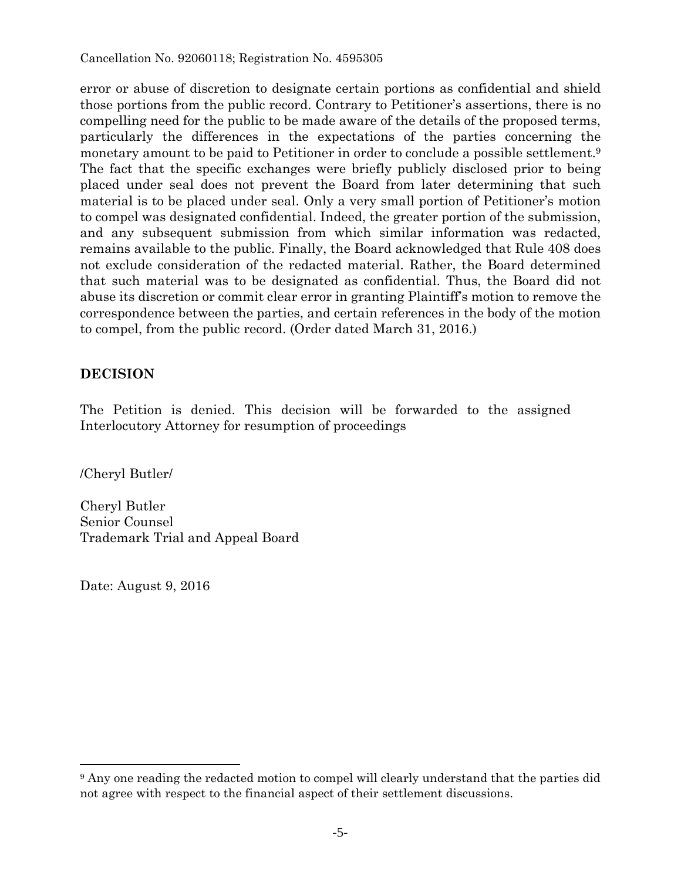error or abuse of discretion to designate certain portions as confidential and shield those portions from the public record. Contrary to Petitioner's assertions, there is no compelling need for the public to be made aware of the details of the proposed terms, particularly the differences in the expectations of the parties concerning the monetary amount to be paid to Petitioner in order to conclude a possible settlement.[9] The fact that the specific exchanges were briefly publicly disclosed prior to being placed under seal does not prevent the Board from later determining that such material is to be placed under seal. Only a very small portion of Petitioner's motion to compel was designated confidential. Indeed, the greater portion of the submission, and any subsequent submission from which similar information was redacted, remains available to the public. Finally, the Board acknowledged that Rule 408 does not exclude consideration of the redacted material. Rather, the Board determined that such material was to be designated as confidential. Thus, the Board did not abuse its discretion or commit clear error in granting Plaintiff's motion to remove the correspondence between the parties, and certain references in the body of the motion to compel, from the public record. (Order dated March 31, 2016.)

## DECISION

The Petition is denied. This decision will be forwarded to the assigned Interlocutory Attorney for resumption of proceedings

/Cheryl Butler/

Cheryl Butler
Senior Counsel
Trademark Trial and Appeal Board

Date: August 9, 2016

---

[9] Any one reading the redacted motion to compel will clearly understand that the parties did not agree with respect to the financial aspect of their settlement discussions.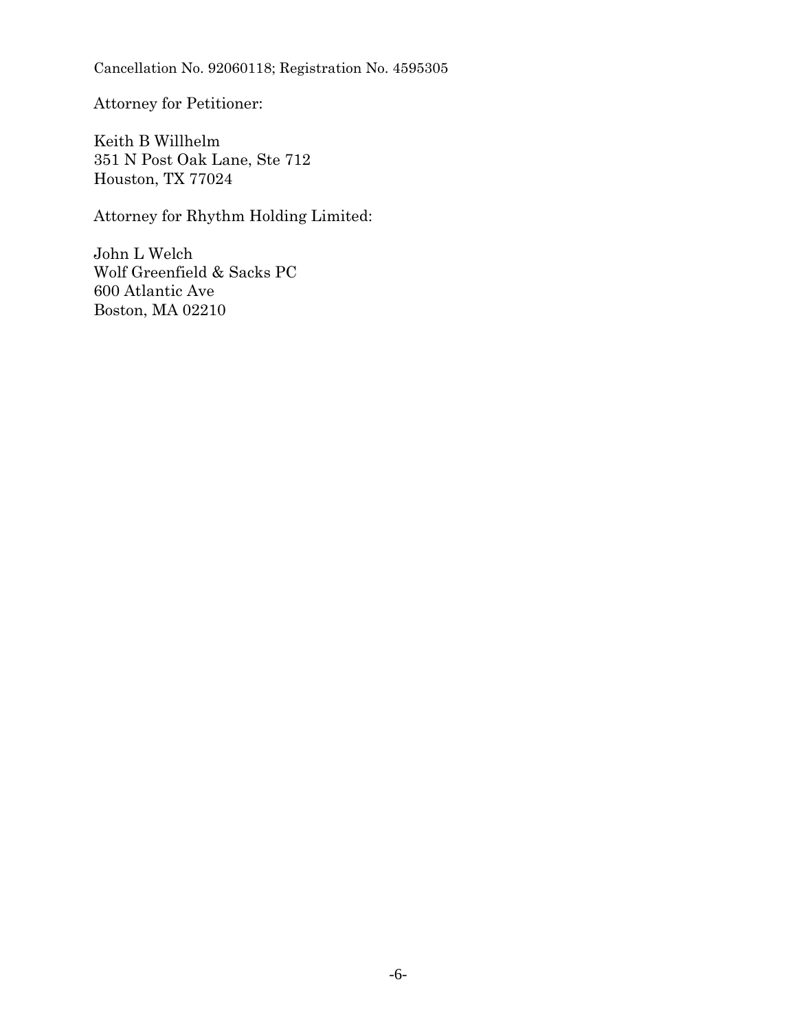Cancellation No. 92060118; Registration No. 4595305

Attorney for Petitioner:

Keith B Willhelm
351 N Post Oak Lane, Ste 712
Houston, TX 77024

Attorney for Rhythm Holding Limited:

John L Welch
Wolf Greenfield & Sacks PC
600 Atlantic Ave
Boston, MA 02210